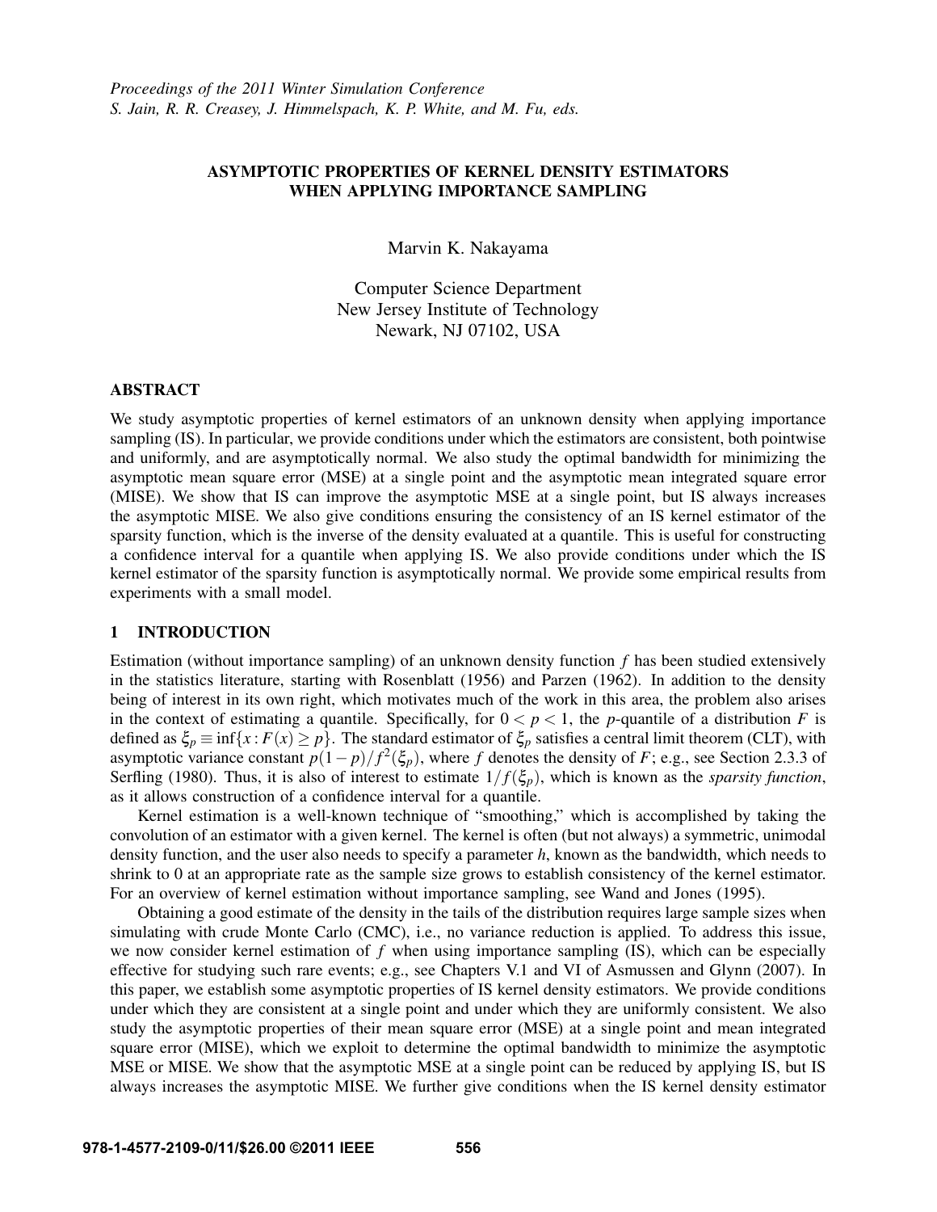*Proceedings of the 2011 Winter Simulation Conference*
*S. Jain, R. R. Creasey, J. Himmelspach, K. P. White, and M. Fu, eds.*

# ASYMPTOTIC PROPERTIES OF KERNEL DENSITY ESTIMATORS WHEN APPLYING IMPORTANCE SAMPLING

Marvin K. Nakayama

Computer Science Department
New Jersey Institute of Technology
Newark, NJ 07102, USA

## ABSTRACT

We study asymptotic properties of kernel estimators of an unknown density when applying importance sampling (IS). In particular, we provide conditions under which the estimators are consistent, both pointwise and uniformly, and are asymptotically normal. We also study the optimal bandwidth for minimizing the asymptotic mean square error (MSE) at a single point and the asymptotic mean integrated square error (MISE). We show that IS can improve the asymptotic MSE at a single point, but IS always increases the asymptotic MISE. We also give conditions ensuring the consistency of an IS kernel estimator of the sparsity function, which is the inverse of the density evaluated at a quantile. This is useful for constructing a confidence interval for a quantile when applying IS. We also provide conditions under which the IS kernel estimator of the sparsity function is asymptotically normal. We provide some empirical results from experiments with a small model.

## 1 INTRODUCTION

Estimation (without importance sampling) of an unknown density function $f$ has been studied extensively in the statistics literature, starting with Rosenblatt (1956) and Parzen (1962). In addition to the density being of interest in its own right, which motivates much of the work in this area, the problem also arises in the context of estimating a quantile. Specifically, for $0 < p < 1$, the $p$-quantile of a distribution $F$ is defined as $\xi_p \equiv \inf\{x : F(x) \geq p\}$. The standard estimator of $\xi_p$ satisfies a central limit theorem (CLT), with asymptotic variance constant $p(1-p)/f^2(\xi_p)$, where $f$ denotes the density of $F$; e.g., see Section 2.3.3 of Serfling (1980). Thus, it is also of interest to estimate $1/f(\xi_p)$, which is known as the *sparsity function*, as it allows construction of a confidence interval for a quantile.

Kernel estimation is a well-known technique of "smoothing," which is accomplished by taking the convolution of an estimator with a given kernel. The kernel is often (but not always) a symmetric, unimodal density function, and the user also needs to specify a parameter $h$, known as the bandwidth, which needs to shrink to 0 at an appropriate rate as the sample size grows to establish consistency of the kernel estimator. For an overview of kernel estimation without importance sampling, see Wand and Jones (1995).

Obtaining a good estimate of the density in the tails of the distribution requires large sample sizes when simulating with crude Monte Carlo (CMC), i.e., no variance reduction is applied. To address this issue, we now consider kernel estimation of $f$ when using importance sampling (IS), which can be especially effective for studying such rare events; e.g., see Chapters V.1 and VI of Asmussen and Glynn (2007). In this paper, we establish some asymptotic properties of IS kernel density estimators. We provide conditions under which they are consistent at a single point and under which they are uniformly consistent. We also study the asymptotic properties of their mean square error (MSE) at a single point and mean integrated square error (MISE), which we exploit to determine the optimal bandwidth to minimize the asymptotic MSE or MISE. We show that the asymptotic MSE at a single point can be reduced by applying IS, but IS always increases the asymptotic MISE. We further give conditions when the IS kernel density estimator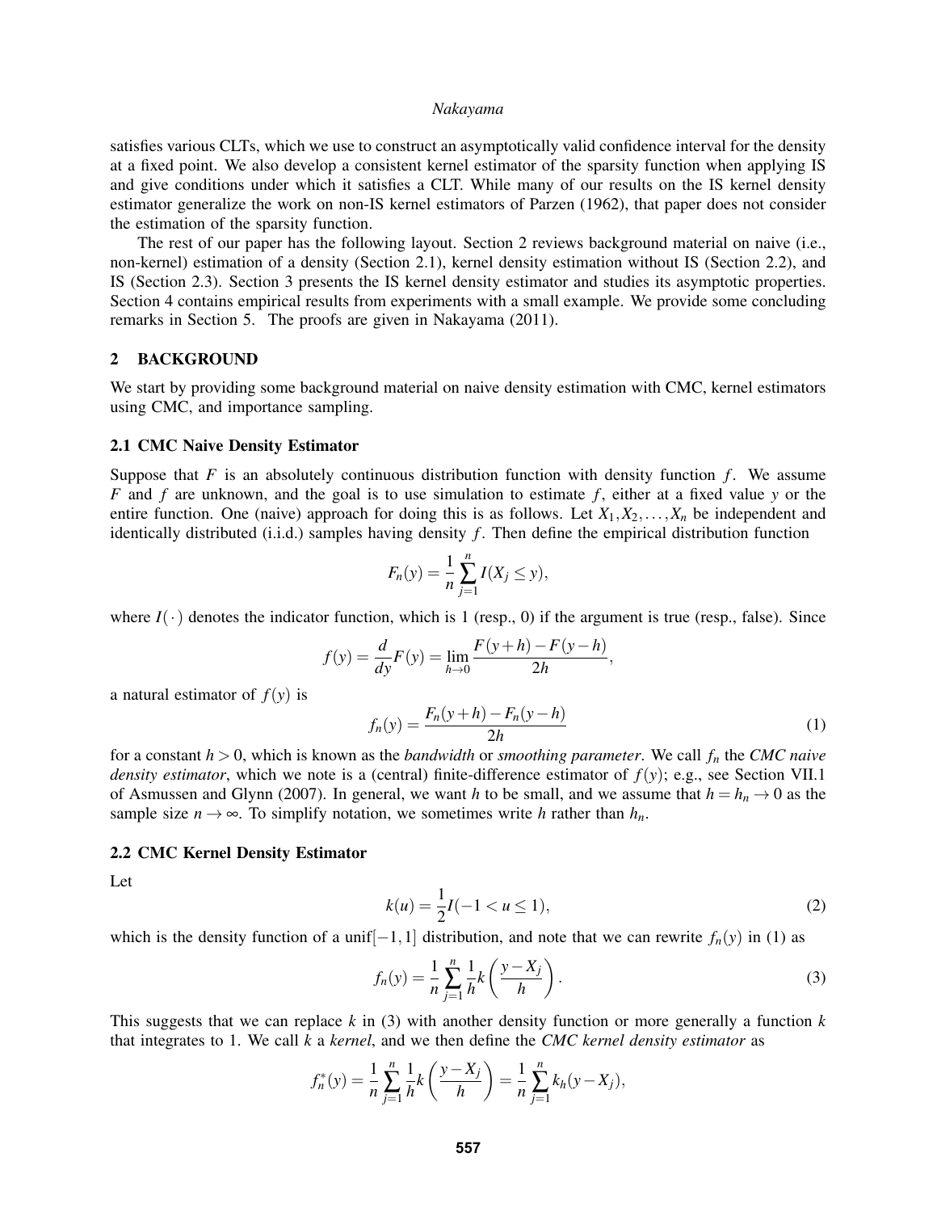satisfies various CLTs, which we use to construct an asymptotically valid confidence interval for the density at a fixed point. We also develop a consistent kernel estimator of the sparsity function when applying IS and give conditions under which it satisfies a CLT. While many of our results on the IS kernel density estimator generalize the work on non-IS kernel estimators of Parzen (1962), that paper does not consider the estimation of the sparsity function.

The rest of our paper has the following layout. Section 2 reviews background material on naive (i.e., non-kernel) estimation of a density (Section 2.1), kernel density estimation without IS (Section 2.2), and IS (Section 2.3). Section 3 presents the IS kernel density estimator and studies its asymptotic properties. Section 4 contains empirical results from experiments with a small example. We provide some concluding remarks in Section 5. The proofs are given in Nakayama (2011).

## 2 BACKGROUND

We start by providing some background material on naive density estimation with CMC, kernel estimators using CMC, and importance sampling.

### 2.1 CMC Naive Density Estimator

Suppose that $F$ is an absolutely continuous distribution function with density function $f$. We assume $F$ and $f$ are unknown, and the goal is to use simulation to estimate $f$, either at a fixed value $y$ or the entire function. One (naive) approach for doing this is as follows. Let $X_1, X_2, \ldots, X_n$ be independent and identically distributed (i.i.d.) samples having density $f$. Then define the empirical distribution function

$$F_n(y) = \frac{1}{n} \sum_{j=1}^{n} I(X_j \leq y),$$

where $I(\cdot)$ denotes the indicator function, which is 1 (resp., 0) if the argument is true (resp., false). Since

$$f(y) = \frac{d}{dy} F(y) = \lim_{h \to 0} \frac{F(y+h) - F(y-h)}{2h},$$

a natural estimator of $f(y)$ is

$$f_n(y) = \frac{F_n(y+h) - F_n(y-h)}{2h} \tag{1}$$

for a constant $h > 0$, which is known as the *bandwidth* or *smoothing parameter*. We call $f_n$ the *CMC naive density estimator*, which we note is a (central) finite-difference estimator of $f(y)$; e.g., see Section VII.1 of Asmussen and Glynn (2007). In general, we want $h$ to be small, and we assume that $h = h_n \to 0$ as the sample size $n \to \infty$. To simplify notation, we sometimes write $h$ rather than $h_n$.

### 2.2 CMC Kernel Density Estimator

Let

$$k(u) = \frac{1}{2} I(-1 < u \leq 1), \tag{2}$$

which is the density function of a unif$[-1,1]$ distribution, and note that we can rewrite $f_n(y)$ in (1) as

$$f_n(y) = \frac{1}{n} \sum_{j=1}^{n} \frac{1}{h} k\left(\frac{y - X_j}{h}\right). \tag{3}$$

This suggests that we can replace $k$ in (3) with another density function or more generally a function $k$ that integrates to 1. We call $k$ a *kernel*, and we then define the *CMC kernel density estimator* as

$$f_n^*(y) = \frac{1}{n} \sum_{j=1}^{n} \frac{1}{h} k\left(\frac{y - X_j}{h}\right) = \frac{1}{n} \sum_{j=1}^{n} k_h(y - X_j),$$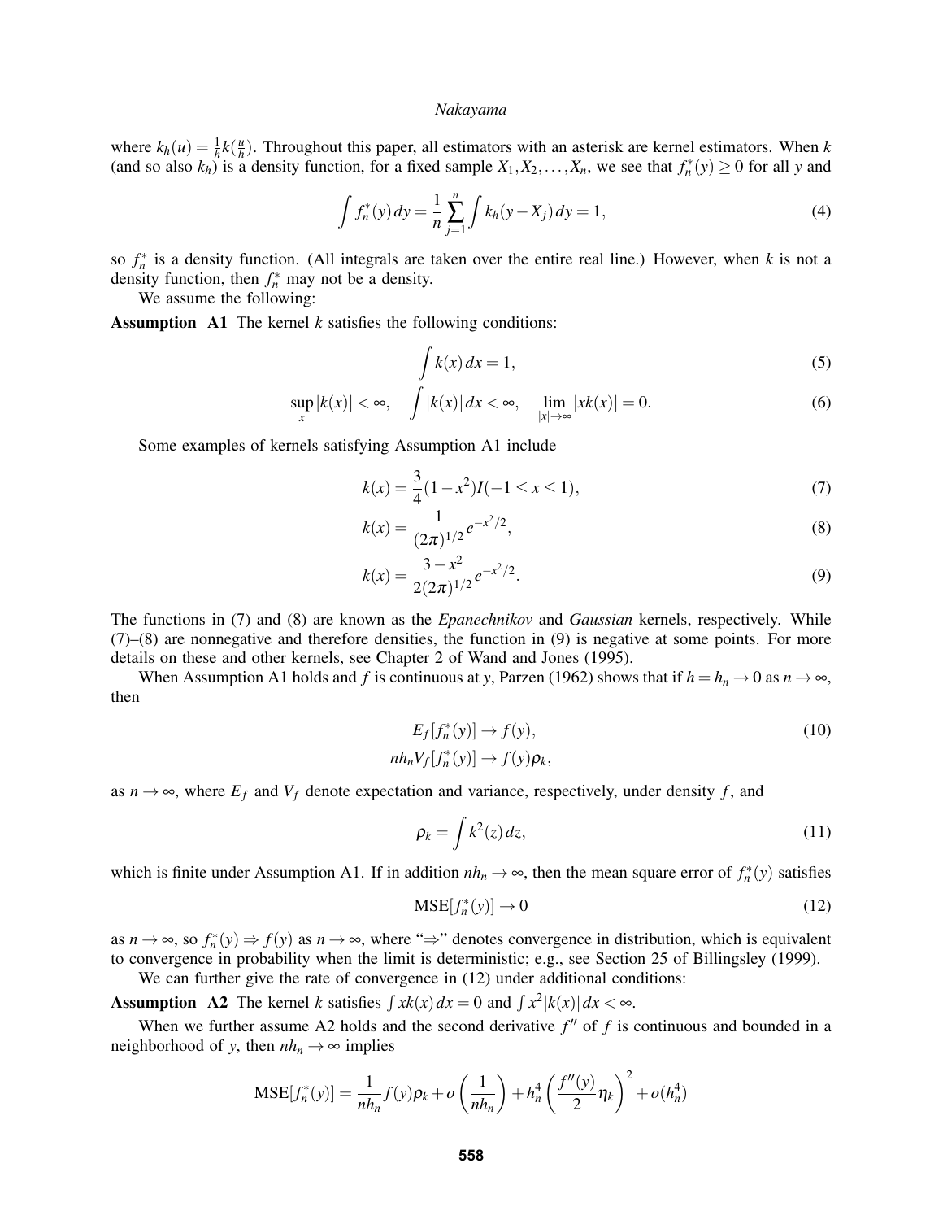where $k_h(u) = \frac{1}{h}k(\frac{u}{h})$. Throughout this paper, all estimators with an asterisk are kernel estimators. When $k$ (and so also $k_h$) is a density function, for a fixed sample $X_1, X_2, \ldots, X_n$, we see that $f_n^*(y) \geq 0$ for all $y$ and

$$\int f_n^*(y)\,dy = \frac{1}{n}\sum_{j=1}^{n}\int k_h(y - X_j)\,dy = 1, \tag{4}$$

so $f_n^*$ is a density function. (All integrals are taken over the entire real line.) However, when $k$ is not a density function, then $f_n^*$ may not be a density.

We assume the following:

**Assumption A1** The kernel $k$ satisfies the following conditions:

$$\int k(x)\,dx = 1, \tag{5}$$

$$\sup_x |k(x)| < \infty, \quad \int |k(x)|\,dx < \infty, \quad \lim_{|x|\to\infty} |xk(x)| = 0. \tag{6}$$

Some examples of kernels satisfying Assumption A1 include

$$k(x) = \frac{3}{4}(1 - x^2)I(-1 \leq x \leq 1), \tag{7}$$

$$k(x) = \frac{1}{(2\pi)^{1/2}}e^{-x^2/2}, \tag{8}$$

$$k(x) = \frac{3 - x^2}{2(2\pi)^{1/2}}e^{-x^2/2}. \tag{9}$$

The functions in (7) and (8) are known as the *Epanechnikov* and *Gaussian* kernels, respectively. While (7)–(8) are nonnegative and therefore densities, the function in (9) is negative at some points. For more details on these and other kernels, see Chapter 2 of Wand and Jones (1995).

When Assumption A1 holds and $f$ is continuous at $y$, Parzen (1962) shows that if $h = h_n \to 0$ as $n \to \infty$, then

$$\begin{aligned} E_f[f_n^*(y)] &\to f(y), \\ nh_n V_f[f_n^*(y)] &\to f(y)\rho_k, \end{aligned} \tag{10}$$

as $n \to \infty$, where $E_f$ and $V_f$ denote expectation and variance, respectively, under density $f$, and

$$\rho_k = \int k^2(z)\,dz, \tag{11}$$

which is finite under Assumption A1. If in addition $nh_n \to \infty$, then the mean square error of $f_n^*(y)$ satisfies

$$\text{MSE}[f_n^*(y)] \to 0 \tag{12}$$

as $n \to \infty$, so $f_n^*(y) \Rightarrow f(y)$ as $n \to \infty$, where "$\Rightarrow$" denotes convergence in distribution, which is equivalent to convergence in probability when the limit is deterministic; e.g., see Section 25 of Billingsley (1999).

We can further give the rate of convergence in (12) under additional conditions:

**Assumption A2** The kernel $k$ satisfies $\int xk(x)\,dx = 0$ and $\int x^2|k(x)|\,dx < \infty$.

When we further assume A2 holds and the second derivative $f''$ of $f$ is continuous and bounded in a neighborhood of $y$, then $nh_n \to \infty$ implies

$$\text{MSE}[f_n^*(y)] = \frac{1}{nh_n}f(y)\rho_k + o\left(\frac{1}{nh_n}\right) + h_n^4\left(\frac{f''(y)}{2}\eta_k\right)^2 + o(h_n^4)$$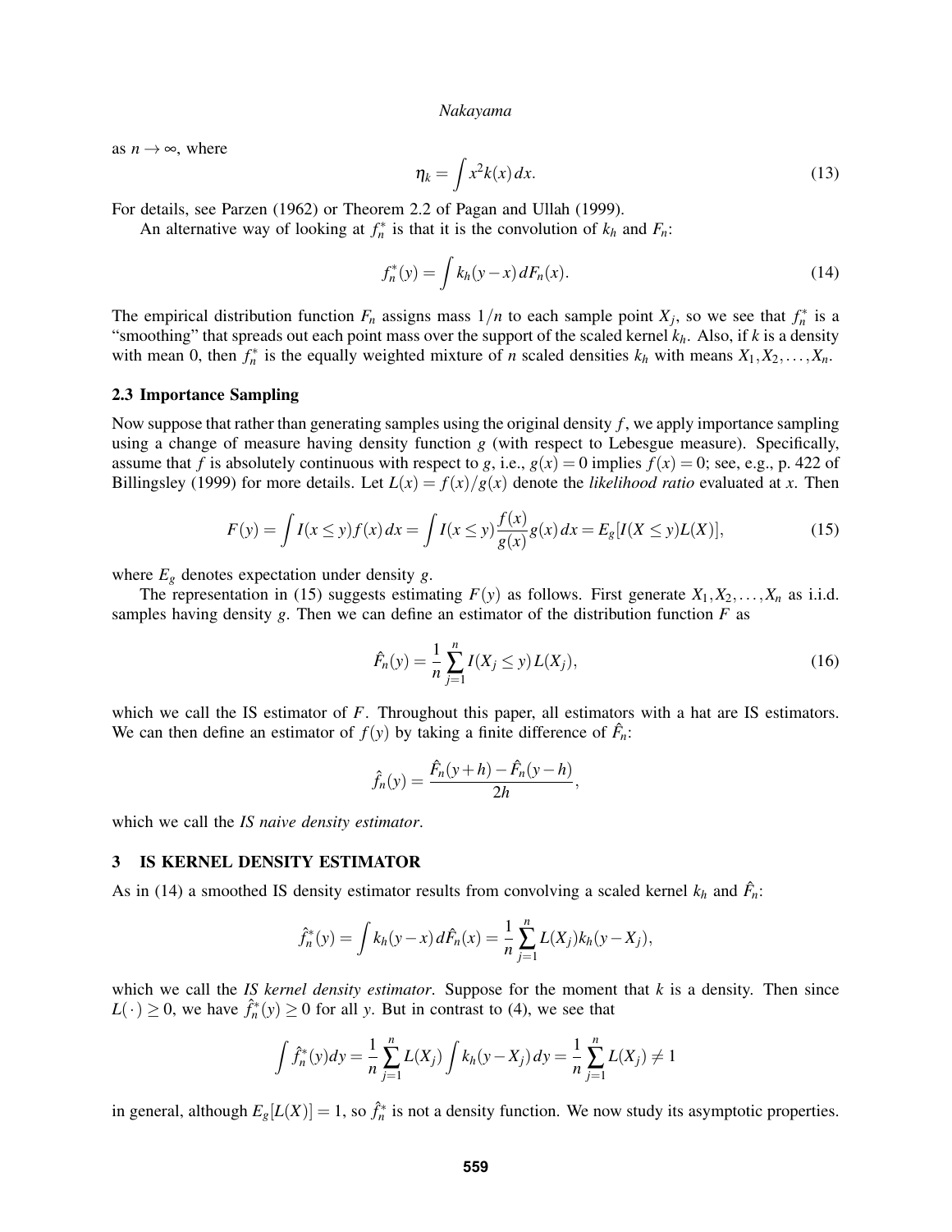as $n \to \infty$, where

$$\eta_k = \int x^2 k(x)\, dx. \tag{13}$$

For details, see Parzen (1962) or Theorem 2.2 of Pagan and Ullah (1999).

An alternative way of looking at $f_n^*$ is that it is the convolution of $k_h$ and $F_n$:

$$f_n^*(y) = \int k_h(y-x)\, dF_n(x). \tag{14}$$

The empirical distribution function $F_n$ assigns mass $1/n$ to each sample point $X_j$, so we see that $f_n^*$ is a "smoothing" that spreads out each point mass over the support of the scaled kernel $k_h$. Also, if $k$ is a density with mean 0, then $f_n^*$ is the equally weighted mixture of $n$ scaled densities $k_h$ with means $X_1, X_2, \ldots, X_n$.

### 2.3 Importance Sampling

Now suppose that rather than generating samples using the original density $f$, we apply importance sampling using a change of measure having density function $g$ (with respect to Lebesgue measure). Specifically, assume that $f$ is absolutely continuous with respect to $g$, i.e., $g(x) = 0$ implies $f(x) = 0$; see, e.g., p. 422 of Billingsley (1999) for more details. Let $L(x) = f(x)/g(x)$ denote the *likelihood ratio* evaluated at $x$. Then

$$F(y) = \int I(x \le y) f(x)\, dx = \int I(x \le y) \frac{f(x)}{g(x)} g(x)\, dx = E_g[I(X \le y) L(X)], \tag{15}$$

where $E_g$ denotes expectation under density $g$.

The representation in (15) suggests estimating $F(y)$ as follows. First generate $X_1, X_2, \ldots, X_n$ as i.i.d. samples having density $g$. Then we can define an estimator of the distribution function $F$ as

$$\hat{F}_n(y) = \frac{1}{n} \sum_{j=1}^{n} I(X_j \le y) L(X_j), \tag{16}$$

which we call the IS estimator of $F$. Throughout this paper, all estimators with a hat are IS estimators. We can then define an estimator of $f(y)$ by taking a finite difference of $\hat{F}_n$:

$$\hat{f}_n(y) = \frac{\hat{F}_n(y+h) - \hat{F}_n(y-h)}{2h},$$

which we call the *IS naive density estimator*.

## 3 IS KERNEL DENSITY ESTIMATOR

As in (14) a smoothed IS density estimator results from convolving a scaled kernel $k_h$ and $\hat{F}_n$:

$$\hat{f}_n^*(y) = \int k_h(y-x)\, d\hat{F}_n(x) = \frac{1}{n} \sum_{j=1}^{n} L(X_j) k_h(y - X_j),$$

which we call the *IS kernel density estimator*. Suppose for the moment that $k$ is a density. Then since $L(\cdot) \ge 0$, we have $\hat{f}_n^*(y) \ge 0$ for all $y$. But in contrast to (4), we see that

$$\int \hat{f}_n^*(y) dy = \frac{1}{n} \sum_{j=1}^{n} L(X_j) \int k_h(y - X_j)\, dy = \frac{1}{n} \sum_{j=1}^{n} L(X_j) \ne 1$$

in general, although $E_g[L(X)] = 1$, so $\hat{f}_n^*$ is not a density function. We now study its asymptotic properties.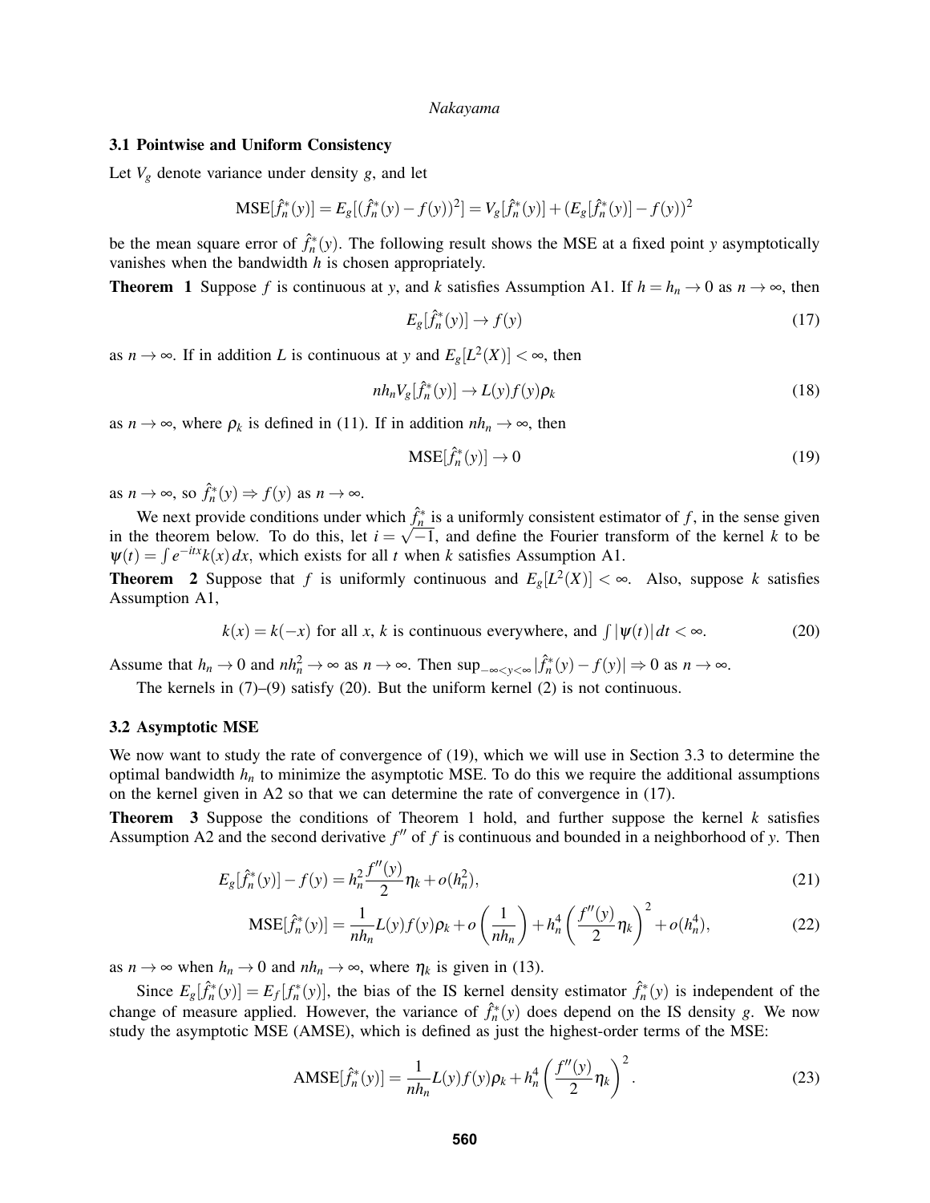### 3.1 Pointwise and Uniform Consistency

Let $V_g$ denote variance under density $g$, and let

$$\text{MSE}[\hat{f}_n^*(y)] = E_g[(\hat{f}_n^*(y) - f(y))^2] = V_g[\hat{f}_n^*(y)] + (E_g[\hat{f}_n^*(y)] - f(y))^2$$

be the mean square error of $\hat{f}_n^*(y)$. The following result shows the MSE at a fixed point $y$ asymptotically vanishes when the bandwidth $h$ is chosen appropriately.

**Theorem 1** Suppose $f$ is continuous at $y$, and $k$ satisfies Assumption A1. If $h = h_n \to 0$ as $n \to \infty$, then

$$E_g[\hat{f}_n^*(y)] \to f(y) \tag{17}$$

as $n \to \infty$. If in addition $L$ is continuous at $y$ and $E_g[L^2(X)] < \infty$, then

$$nh_n V_g[\hat{f}_n^*(y)] \to L(y) f(y) \rho_k \tag{18}$$

as $n \to \infty$, where $\rho_k$ is defined in (11). If in addition $nh_n \to \infty$, then

$$\text{MSE}[\hat{f}_n^*(y)] \to 0 \tag{19}$$

as $n \to \infty$, so $\hat{f}_n^*(y) \Rightarrow f(y)$ as $n \to \infty$.

We next provide conditions under which $\hat{f}_n^*$ is a uniformly consistent estimator of $f$, in the sense given in the theorem below. To do this, let $i = \sqrt{-1}$, and define the Fourier transform of the kernel $k$ to be $\psi(t) = \int e^{-itx} k(x)\, dx$, which exists for all $t$ when $k$ satisfies Assumption A1.

**Theorem 2** Suppose that $f$ is uniformly continuous and $E_g[L^2(X)] < \infty$. Also, suppose $k$ satisfies Assumption A1,

$$k(x) = k(-x) \text{ for all } x,\ k \text{ is continuous everywhere, and } \int |\psi(t)|\, dt < \infty. \tag{20}$$

Assume that $h_n \to 0$ and $nh_n^2 \to \infty$ as $n \to \infty$. Then $\sup_{-\infty < y < \infty} |\hat{f}_n^*(y) - f(y)| \Rightarrow 0$ as $n \to \infty$.

The kernels in (7)–(9) satisfy (20). But the uniform kernel (2) is not continuous.

### 3.2 Asymptotic MSE

We now want to study the rate of convergence of (19), which we will use in Section 3.3 to determine the optimal bandwidth $h_n$ to minimize the asymptotic MSE. To do this we require the additional assumptions on the kernel given in A2 so that we can determine the rate of convergence in (17).

**Theorem 3** Suppose the conditions of Theorem 1 hold, and further suppose the kernel $k$ satisfies Assumption A2 and the second derivative $f''$ of $f$ is continuous and bounded in a neighborhood of $y$. Then

$$E_g[\hat{f}_n^*(y)] - f(y) = h_n^2 \frac{f''(y)}{2} \eta_k + o(h_n^2), \tag{21}$$

$$\text{MSE}[\hat{f}_n^*(y)] = \frac{1}{nh_n} L(y) f(y) \rho_k + o\left(\frac{1}{nh_n}\right) + h_n^4 \left(\frac{f''(y)}{2} \eta_k\right)^2 + o(h_n^4), \tag{22}$$

as $n \to \infty$ when $h_n \to 0$ and $nh_n \to \infty$, where $\eta_k$ is given in (13).

Since $E_g[\hat{f}_n^*(y)] = E_f[f_n^*(y)]$, the bias of the IS kernel density estimator $\hat{f}_n^*(y)$ is independent of the change of measure applied. However, the variance of $\hat{f}_n^*(y)$ does depend on the IS density $g$. We now study the asymptotic MSE (AMSE), which is defined as just the highest-order terms of the MSE:

$$\text{AMSE}[\hat{f}_n^*(y)] = \frac{1}{nh_n} L(y) f(y) \rho_k + h_n^4 \left(\frac{f''(y)}{2} \eta_k\right)^2. \tag{23}$$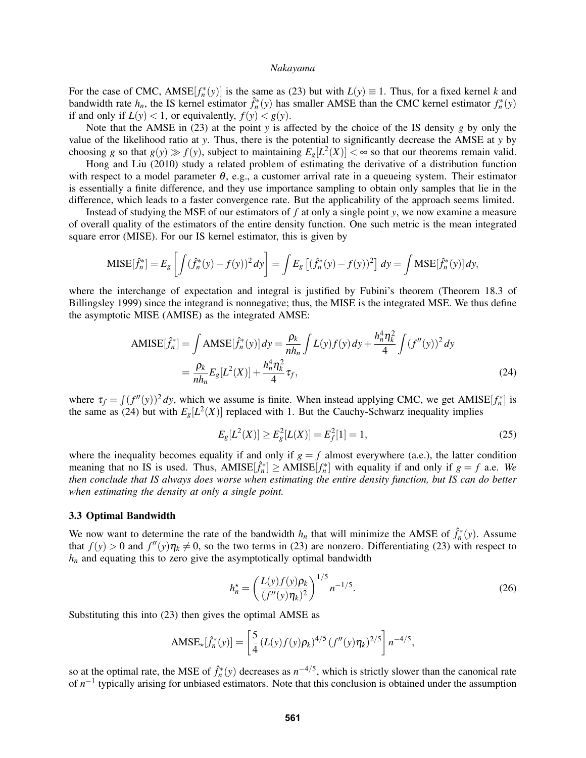For the case of CMC, $\text{AMSE}[f_n^*(y)]$ is the same as (23) but with $L(y) \equiv 1$. Thus, for a fixed kernel $k$ and bandwidth rate $h_n$, the IS kernel estimator $\hat{f}_n^*(y)$ has smaller AMSE than the CMC kernel estimator $f_n^*(y)$ if and only if $L(y) < 1$, or equivalently, $f(y) < g(y)$.

Note that the AMSE in (23) at the point $y$ is affected by the choice of the IS density $g$ by only the value of the likelihood ratio at $y$. Thus, there is the potential to significantly decrease the AMSE at $y$ by choosing $g$ so that $g(y) \gg f(y)$, subject to maintaining $E_g[L^2(X)] < \infty$ so that our theorems remain valid.

Hong and Liu (2010) study a related problem of estimating the derivative of a distribution function with respect to a model parameter $\theta$, e.g., a customer arrival rate in a queueing system. Their estimator is essentially a finite difference, and they use importance sampling to obtain only samples that lie in the difference, which leads to a faster convergence rate. But the applicability of the approach seems limited.

Instead of studying the MSE of our estimators of $f$ at only a single point $y$, we now examine a measure of overall quality of the estimators of the entire density function. One such metric is the mean integrated square error (MISE). For our IS kernel estimator, this is given by

$$\text{MISE}[\hat{f}_n^*] = E_g\left[\int (\hat{f}_n^*(y) - f(y))^2 \, dy\right] = \int E_g\left[(\hat{f}_n^*(y) - f(y))^2\right] \, dy = \int \text{MSE}[\hat{f}_n^*(y)] \, dy,$$

where the interchange of expectation and integral is justified by Fubini's theorem (Theorem 18.3 of Billingsley 1999) since the integrand is nonnegative; thus, the MISE is the integrated MSE. We thus define the asymptotic MISE (AMISE) as the integrated AMSE:

$$\begin{aligned}
\text{AMISE}[\hat{f}_n^*] = \int \text{AMSE}[\hat{f}_n^*(y)] \, dy &= \frac{\rho_k}{nh_n} \int L(y) f(y) \, dy + \frac{h_n^4 \eta_k^2}{4} \int (f''(y))^2 \, dy \\
&= \frac{\rho_k}{nh_n} E_g[L^2(X)] + \frac{h_n^4 \eta_k^2}{4} \tau_f,
\end{aligned} \tag{24}$$

where $\tau_f = \int (f''(y))^2 \, dy$, which we assume is finite. When instead applying CMC, we get $\text{AMISE}[f_n^*]$ is the same as (24) but with $E_g[L^2(X)]$ replaced with 1. But the Cauchy-Schwarz inequality implies

$$E_g[L^2(X)] \geq E_g^2[L(X)] = E_f^2[1] = 1, \tag{25}$$

where the inequality becomes equality if and only if $g = f$ almost everywhere (a.e.), the latter condition meaning that no IS is used. Thus, $\text{AMISE}[\hat{f}_n^*] \geq \text{AMISE}[f_n^*]$ with equality if and only if $g = f$ a.e. *We then conclude that IS always does worse when estimating the entire density function, but IS can do better when estimating the density at only a single point.*

### 3.3 Optimal Bandwidth

We now want to determine the rate of the bandwidth $h_n$ that will minimize the AMSE of $\hat{f}_n^*(y)$. Assume that $f(y) > 0$ and $f''(y)\eta_k \neq 0$, so the two terms in (23) are nonzero. Differentiating (23) with respect to $h_n$ and equating this to zero give the asymptotically optimal bandwidth

$$h_n^\star = \left(\frac{L(y) f(y) \rho_k}{(f''(y)\eta_k)^2}\right)^{1/5} n^{-1/5}. \tag{26}$$

Substituting this into (23) then gives the optimal AMSE as

$$\text{AMSE}_\star[\hat{f}_n^*(y)] = \left[\frac{5}{4} \left(L(y) f(y) \rho_k\right)^{4/5} \left(f''(y)\eta_k\right)^{2/5}\right] n^{-4/5},$$

so at the optimal rate, the MSE of $\hat{f}_n^*(y)$ decreases as $n^{-4/5}$, which is strictly slower than the canonical rate of $n^{-1}$ typically arising for unbiased estimators. Note that this conclusion is obtained under the assumption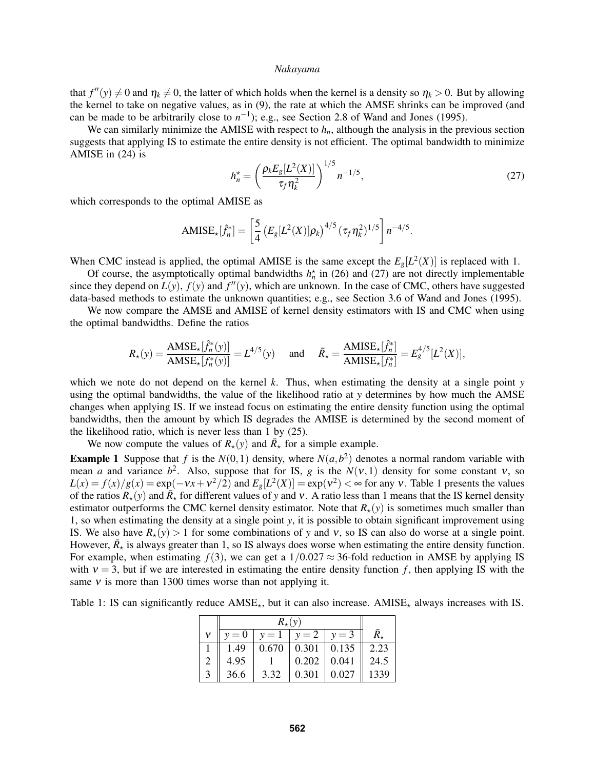that $f''(y) \neq 0$ and $\eta_k \neq 0$, the latter of which holds when the kernel is a density so $\eta_k > 0$. But by allowing the kernel to take on negative values, as in (9), the rate at which the AMSE shrinks can be improved (and can be made to be arbitrarily close to $n^{-1}$); e.g., see Section 2.8 of Wand and Jones (1995).

We can similarly minimize the AMISE with respect to $h_n$, although the analysis in the previous section suggests that applying IS to estimate the entire density is not efficient. The optimal bandwidth to minimize AMISE in (24) is

$$h_n^\star = \left( \frac{\rho_k E_g[L^2(X)]}{\tau_f \eta_k^2} \right)^{1/5} n^{-1/5}, \tag{27}$$

which corresponds to the optimal AMISE as

$$\text{AMISE}_\star[\hat{f}_n^*] = \left[ \frac{5}{4} \left( E_g[L^2(X)]\rho_k \right)^{4/5} (\tau_f \eta_k^2)^{1/5} \right] n^{-4/5}.$$

When CMC instead is applied, the optimal AMISE is the same except the $E_g[L^2(X)]$ is replaced with 1.

Of course, the asymptotically optimal bandwidths $h_n^\star$ in (26) and (27) are not directly implementable since they depend on $L(y)$, $f(y)$ and $f''(y)$, which are unknown. In the case of CMC, others have suggested data-based methods to estimate the unknown quantities; e.g., see Section 3.6 of Wand and Jones (1995).

We now compare the AMSE and AMISE of kernel density estimators with IS and CMC when using the optimal bandwidths. Define the ratios

$$R_\star(y) = \frac{\text{AMSE}_\star[\hat{f}_n^*(y)]}{\text{AMSE}_\star[f_n^*(y)]} = L^{4/5}(y) \quad \text{and} \quad \bar{R}_\star = \frac{\text{AMISE}_\star[\hat{f}_n^*]}{\text{AMISE}_\star[f_n^*]} = E_g^{4/5}[L^2(X)],$$

which we note do not depend on the kernel $k$. Thus, when estimating the density at a single point $y$ using the optimal bandwidths, the value of the likelihood ratio at $y$ determines by how much the AMSE changes when applying IS. If we instead focus on estimating the entire density function using the optimal bandwidths, then the amount by which IS degrades the AMISE is determined by the second moment of the likelihood ratio, which is never less than 1 by (25).

We now compute the values of $R_\star(y)$ and $\bar{R}_\star$ for a simple example.

**Example 1** Suppose that $f$ is the $N(0,1)$ density, where $N(a,b^2)$ denotes a normal random variable with mean $a$ and variance $b^2$. Also, suppose that for IS, $g$ is the $N(\nu,1)$ density for some constant $\nu$, so $L(x) = f(x)/g(x) = \exp(-\nu x + \nu^2/2)$ and $E_g[L^2(X)] = \exp(\nu^2) < \infty$ for any $\nu$. Table 1 presents the values of the ratios $R_\star(y)$ and $\bar{R}_\star$ for different values of $y$ and $\nu$. A ratio less than 1 means that the IS kernel density estimator outperforms the CMC kernel density estimator. Note that $R_\star(y)$ is sometimes much smaller than 1, so when estimating the density at a single point $y$, it is possible to obtain significant improvement using IS. We also have $R_\star(y) > 1$ for some combinations of $y$ and $\nu$, so IS can also do worse at a single point. However, $\bar{R}_\star$ is always greater than 1, so IS always does worse when estimating the entire density function. For example, when estimating $f(3)$, we can get a $1/0.027 \approx 36$-fold reduction in AMSE by applying IS with $\nu = 3$, but if we are interested in estimating the entire density function $f$, then applying IS with the same $\nu$ is more than 1300 times worse than not applying it.

Table 1: IS can significantly reduce AMSE$_\star$, but it can also increase. AMISE$_\star$ always increases with IS.

| | $R_\star(y)$ | | | | |
|---|---|---|---|---|---|
| $\nu$ | $y=0$ | $y=1$ | $y=2$ | $y=3$ | $\bar{R}_\star$ |
| 1 | 1.49 | 0.670 | 0.301 | 0.135 | 2.23 |
| 2 | 4.95 | 1 | 0.202 | 0.041 | 24.5 |
| 3 | 36.6 | 3.32 | 0.301 | 0.027 | 1339 |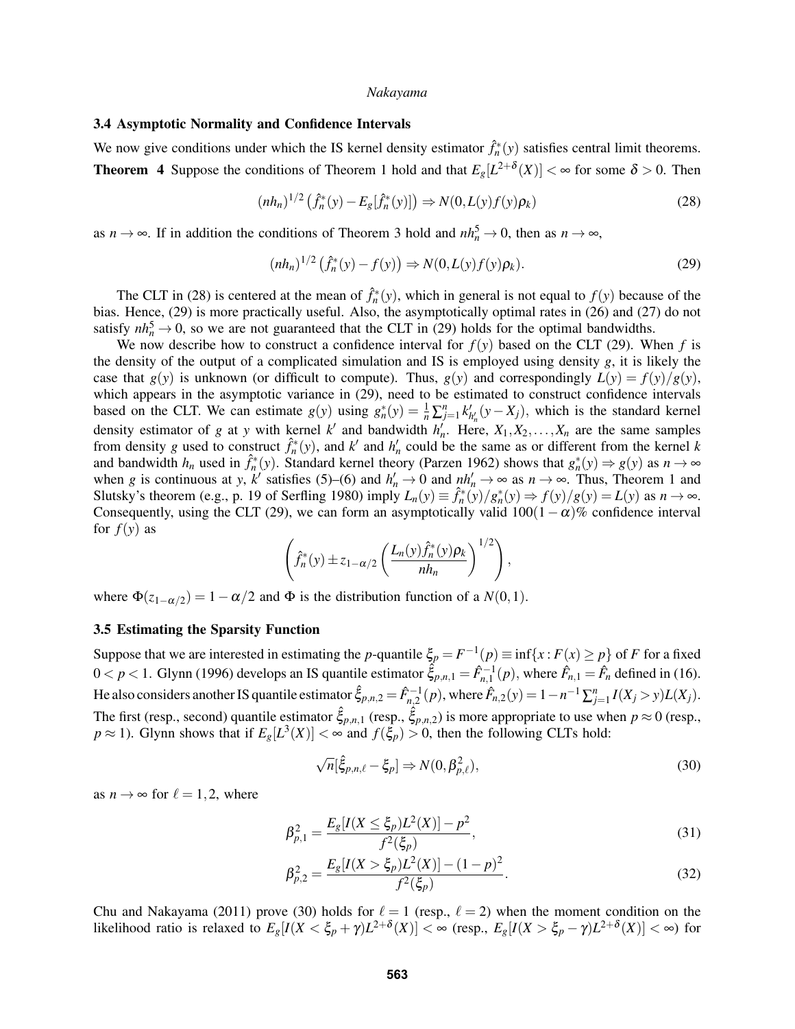### 3.4 Asymptotic Normality and Confidence Intervals

We now give conditions under which the IS kernel density estimator $\hat{f}_n^*(y)$ satisfies central limit theorems.

**Theorem 4** Suppose the conditions of Theorem 1 hold and that $E_g[L^{2+\delta}(X)] < \infty$ for some $\delta > 0$. Then

$$(nh_n)^{1/2}\left(\hat{f}_n^*(y) - E_g[\hat{f}_n^*(y)]\right) \Rightarrow N(0, L(y)f(y)\rho_k) \tag{28}$$

as $n \to \infty$. If in addition the conditions of Theorem 3 hold and $nh_n^5 \to 0$, then as $n \to \infty$,

$$(nh_n)^{1/2}\left(\hat{f}_n^*(y) - f(y)\right) \Rightarrow N(0, L(y)f(y)\rho_k). \tag{29}$$

The CLT in (28) is centered at the mean of $\hat{f}_n^*(y)$, which in general is not equal to $f(y)$ because of the bias. Hence, (29) is more practically useful. Also, the asymptotically optimal rates in (26) and (27) do not satisfy $nh_n^5 \to 0$, so we are not guaranteed that the CLT in (29) holds for the optimal bandwidths.

We now describe how to construct a confidence interval for $f(y)$ based on the CLT (29). When $f$ is the density of the output of a complicated simulation and IS is employed using density $g$, it is likely the case that $g(y)$ is unknown (or difficult to compute). Thus, $g(y)$ and correspondingly $L(y) = f(y)/g(y)$, which appears in the asymptotic variance in (29), need to be estimated to construct confidence intervals based on the CLT. We can estimate $g(y)$ using $g_n^*(y) = \frac{1}{n}\sum_{j=1}^n k'_{h'_n}(y - X_j)$, which is the standard kernel density estimator of $g$ at $y$ with kernel $k'$ and bandwidth $h'_n$. Here, $X_1, X_2, \ldots, X_n$ are the same samples from density $g$ used to construct $\hat{f}_n^*(y)$, and $k'$ and $h'_n$ could be the same as or different from the kernel $k$ and bandwidth $h_n$ used in $\hat{f}_n^*(y)$. Standard kernel theory (Parzen 1962) shows that $g_n^*(y) \Rightarrow g(y)$ as $n \to \infty$ when $g$ is continuous at $y$, $k'$ satisfies (5)–(6) and $h'_n \to 0$ and $nh'_n \to \infty$ as $n \to \infty$. Thus, Theorem 1 and Slutsky's theorem (e.g., p. 19 of Serfling 1980) imply $L_n(y) \equiv \hat{f}_n^*(y)/g_n^*(y) \Rightarrow f(y)/g(y) = L(y)$ as $n \to \infty$. Consequently, using the CLT (29), we can form an asymptotically valid $100(1-\alpha)\%$ confidence interval for $f(y)$ as

$$\left(\hat{f}_n^*(y) \pm z_{1-\alpha/2}\left(\frac{L_n(y)\hat{f}_n^*(y)\rho_k}{nh_n}\right)^{1/2}\right),$$

where $\Phi(z_{1-\alpha/2}) = 1 - \alpha/2$ and $\Phi$ is the distribution function of a $N(0,1)$.

### 3.5 Estimating the Sparsity Function

Suppose that we are interested in estimating the $p$-quantile $\xi_p = F^{-1}(p) \equiv \inf\{x : F(x) \geq p\}$ of $F$ for a fixed $0 < p < 1$. Glynn (1996) develops an IS quantile estimator $\hat{\xi}_{p,n,1} = \hat{F}_{n,1}^{-1}(p)$, where $\hat{F}_{n,1} = \hat{F}_n$ defined in (16). He also considers another IS quantile estimator $\hat{\xi}_{p,n,2} = \hat{F}_{n,2}^{-1}(p)$, where $\hat{F}_{n,2}(y) = 1 - n^{-1}\sum_{j=1}^n I(X_j > y)L(X_j)$. The first (resp., second) quantile estimator $\hat{\xi}_{p,n,1}$ (resp., $\hat{\xi}_{p,n,2}$) is more appropriate to use when $p \approx 0$ (resp., $p \approx 1$). Glynn shows that if $E_g[L^3(X)] < \infty$ and $f(\xi_p) > 0$, then the following CLTs hold:

$$\sqrt{n}[\hat{\xi}_{p,n,\ell} - \xi_p] \Rightarrow N(0, \beta_{p,\ell}^2), \tag{30}$$

as $n \to \infty$ for $\ell = 1, 2$, where

$$\beta_{p,1}^2 = \frac{E_g[I(X \leq \xi_p)L^2(X)] - p^2}{f^2(\xi_p)}, \tag{31}$$

$$\beta_{p,2}^2 = \frac{E_g[I(X > \xi_p)L^2(X)] - (1-p)^2}{f^2(\xi_p)}. \tag{32}$$

Chu and Nakayama (2011) prove (30) holds for $\ell = 1$ (resp., $\ell = 2$) when the moment condition on the likelihood ratio is relaxed to $E_g[I(X < \xi_p + \gamma)L^{2+\delta}(X)] < \infty$ (resp., $E_g[I(X > \xi_p - \gamma)L^{2+\delta}(X)] < \infty$) for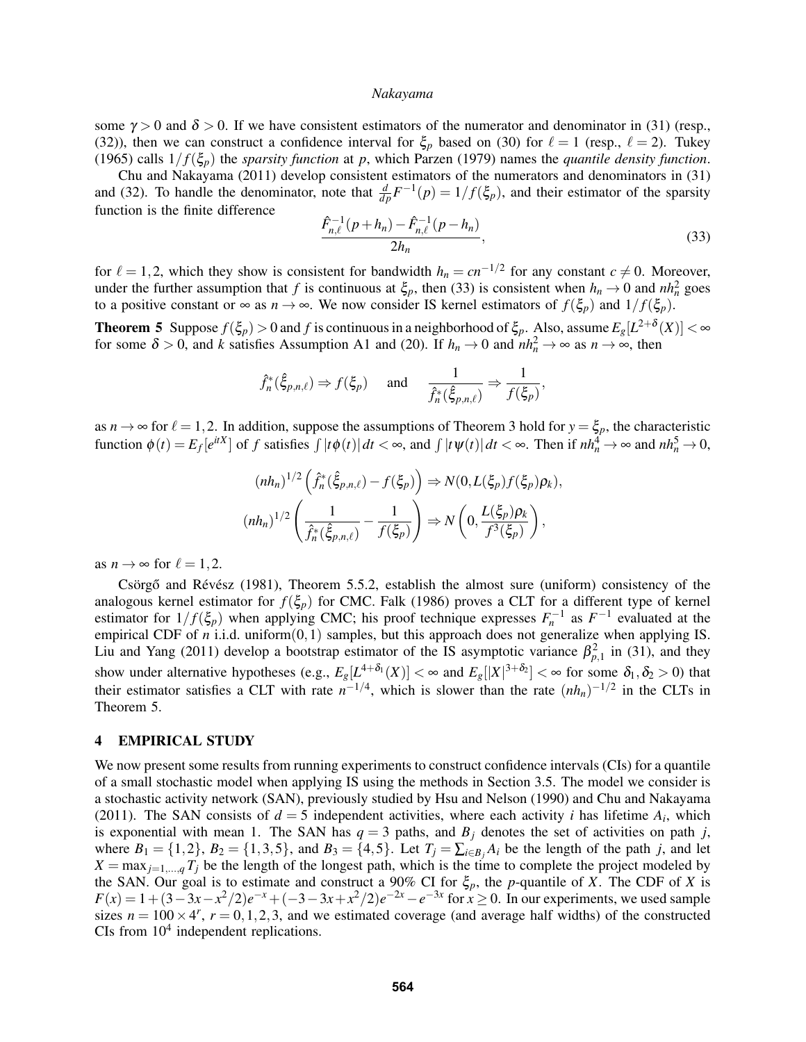some $\gamma > 0$ and $\delta > 0$. If we have consistent estimators of the numerator and denominator in (31) (resp., (32)), then we can construct a confidence interval for $\xi_p$ based on (30) for $\ell = 1$ (resp., $\ell = 2$). Tukey (1965) calls $1/f(\xi_p)$ the *sparsity function* at $p$, which Parzen (1979) names the *quantile density function*.

Chu and Nakayama (2011) develop consistent estimators of the numerators and denominators in (31) and (32). To handle the denominator, note that $\frac{d}{dp}F^{-1}(p) = 1/f(\xi_p)$, and their estimator of the sparsity function is the finite difference

$$\frac{\hat{F}^{-1}_{n,\ell}(p+h_n) - \hat{F}^{-1}_{n,\ell}(p-h_n)}{2h_n}, \tag{33}$$

for $\ell = 1,2$, which they show is consistent for bandwidth $h_n = cn^{-1/2}$ for any constant $c \neq 0$. Moreover, under the further assumption that $f$ is continuous at $\xi_p$, then (33) is consistent when $h_n \to 0$ and $nh_n^2$ goes to a positive constant or $\infty$ as $n \to \infty$. We now consider IS kernel estimators of $f(\xi_p)$ and $1/f(\xi_p)$.

**Theorem 5** Suppose $f(\xi_p) > 0$ and $f$ is continuous in a neighborhood of $\xi_p$. Also, assume $E_g[L^{2+\delta}(X)] < \infty$ for some $\delta > 0$, and $k$ satisfies Assumption A1 and (20). If $h_n \to 0$ and $nh_n^2 \to \infty$ as $n \to \infty$, then

$$\hat{f}^*_n(\hat{\xi}_{p,n,\ell}) \Rightarrow f(\xi_p) \quad \text{and} \quad \frac{1}{\hat{f}^*_n(\hat{\xi}_{p,n,\ell})} \Rightarrow \frac{1}{f(\xi_p)},$$

as $n \to \infty$ for $\ell = 1,2$. In addition, suppose the assumptions of Theorem 3 hold for $y = \xi_p$, the characteristic function $\phi(t) = E_f[e^{itX}]$ of $f$ satisfies $\int |t\phi(t)|\, dt < \infty$, and $\int |t\psi(t)|\, dt < \infty$. Then if $nh_n^4 \to \infty$ and $nh_n^5 \to 0$,

$$(nh_n)^{1/2}\left(\hat{f}^*_n(\hat{\xi}_{p,n,\ell}) - f(\xi_p)\right) \Rightarrow N(0, L(\xi_p)f(\xi_p)\rho_k),$$

$$(nh_n)^{1/2}\left(\frac{1}{\hat{f}^*_n(\hat{\xi}_{p,n,\ell})} - \frac{1}{f(\xi_p)}\right) \Rightarrow N\left(0, \frac{L(\xi_p)\rho_k}{f^3(\xi_p)}\right),$$

as $n \to \infty$ for $\ell = 1,2$.

Csörgő and Révész (1981), Theorem 5.5.2, establish the almost sure (uniform) consistency of the analogous kernel estimator for $f(\xi_p)$ for CMC. Falk (1986) proves a CLT for a different type of kernel estimator for $1/f(\xi_p)$ when applying CMC; his proof technique expresses $F_n^{-1}$ as $F^{-1}$ evaluated at the empirical CDF of $n$ i.i.d. uniform$(0,1)$ samples, but this approach does not generalize when applying IS. Liu and Yang (2011) develop a bootstrap estimator of the IS asymptotic variance $\beta^2_{p,1}$ in (31), and they show under alternative hypotheses (e.g., $E_g[L^{4+\delta_1}(X)] < \infty$ and $E_g[|X|^{3+\delta_2}] < \infty$ for some $\delta_1, \delta_2 > 0$) that their estimator satisfies a CLT with rate $n^{-1/4}$, which is slower than the rate $(nh_n)^{-1/2}$ in the CLTs in Theorem 5.

## 4 EMPIRICAL STUDY

We now present some results from running experiments to construct confidence intervals (CIs) for a quantile of a small stochastic model when applying IS using the methods in Section 3.5. The model we consider is a stochastic activity network (SAN), previously studied by Hsu and Nelson (1990) and Chu and Nakayama (2011). The SAN consists of $d = 5$ independent activities, where each activity $i$ has lifetime $A_i$, which is exponential with mean 1. The SAN has $q = 3$ paths, and $B_j$ denotes the set of activities on path $j$, where $B_1 = \{1,2\}$, $B_2 = \{1,3,5\}$, and $B_3 = \{4,5\}$. Let $T_j = \sum_{i \in B_j} A_i$ be the length of the path $j$, and let $X = \max_{j=1,\ldots,q} T_j$ be the length of the longest path, which is the time to complete the project modeled by the SAN. Our goal is to estimate and construct a 90% CI for $\xi_p$, the $p$-quantile of $X$. The CDF of $X$ is $F(x) = 1 + (3 - 3x - x^2/2)e^{-x} + (-3 - 3x + x^2/2)e^{-2x} - e^{-3x}$ for $x \geq 0$. In our experiments, we used sample sizes $n = 100 \times 4^r$, $r = 0,1,2,3$, and we estimated coverage (and average half widths) of the constructed CIs from $10^4$ independent replications.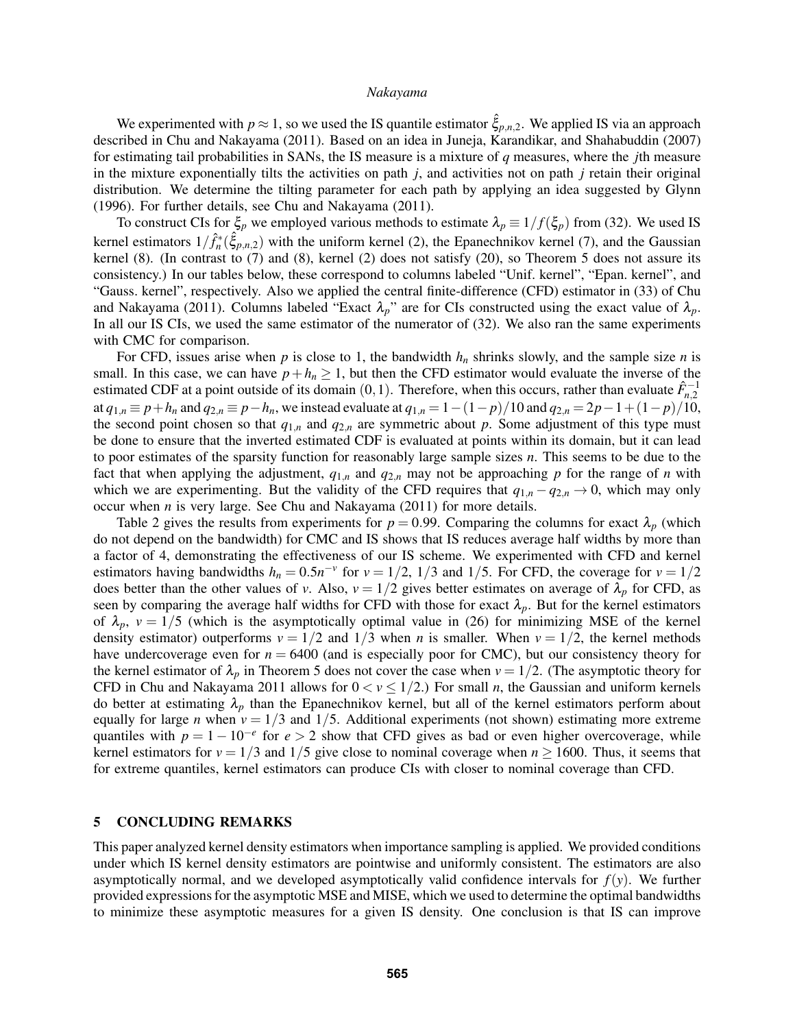We experimented with $p \approx 1$, so we used the IS quantile estimator $\hat{\xi}_{p,n,2}$. We applied IS via an approach described in Chu and Nakayama (2011). Based on an idea in Juneja, Karandikar, and Shahabuddin (2007) for estimating tail probabilities in SANs, the IS measure is a mixture of $q$ measures, where the $j$th measure in the mixture exponentially tilts the activities on path $j$, and activities not on path $j$ retain their original distribution. We determine the tilting parameter for each path by applying an idea suggested by Glynn (1996). For further details, see Chu and Nakayama (2011).

To construct CIs for $\xi_p$ we employed various methods to estimate $\lambda_p \equiv 1/f(\xi_p)$ from (32). We used IS kernel estimators $1/\hat{f}_n^*(\hat{\xi}_{p,n,2})$ with the uniform kernel (2), the Epanechnikov kernel (7), and the Gaussian kernel (8). (In contrast to (7) and (8), kernel (2) does not satisfy (20), so Theorem 5 does not assure its consistency.) In our tables below, these correspond to columns labeled "Unif. kernel", "Epan. kernel", and "Gauss. kernel", respectively. Also we applied the central finite-difference (CFD) estimator in (33) of Chu and Nakayama (2011). Columns labeled "Exact $\lambda_p$" are for CIs constructed using the exact value of $\lambda_p$. In all our IS CIs, we used the same estimator of the numerator of (32). We also ran the same experiments with CMC for comparison.

For CFD, issues arise when $p$ is close to 1, the bandwidth $h_n$ shrinks slowly, and the sample size $n$ is small. In this case, we can have $p + h_n \geq 1$, but then the CFD estimator would evaluate the inverse of the estimated CDF at a point outside of its domain $(0,1)$. Therefore, when this occurs, rather than evaluate $\hat{F}_{n,2}^{-1}$ at $q_{1,n} \equiv p + h_n$ and $q_{2,n} \equiv p - h_n$, we instead evaluate at $q_{1,n} = 1 - (1-p)/10$ and $q_{2,n} = 2p - 1 + (1-p)/10$, the second point chosen so that $q_{1,n}$ and $q_{2,n}$ are symmetric about $p$. Some adjustment of this type must be done to ensure that the inverted estimated CDF is evaluated at points within its domain, but it can lead to poor estimates of the sparsity function for reasonably large sample sizes $n$. This seems to be due to the fact that when applying the adjustment, $q_{1,n}$ and $q_{2,n}$ may not be approaching $p$ for the range of $n$ with which we are experimenting. But the validity of the CFD requires that $q_{1,n} - q_{2,n} \to 0$, which may only occur when $n$ is very large. See Chu and Nakayama (2011) for more details.

Table 2 gives the results from experiments for $p = 0.99$. Comparing the columns for exact $\lambda_p$ (which do not depend on the bandwidth) for CMC and IS shows that IS reduces average half widths by more than a factor of 4, demonstrating the effectiveness of our IS scheme. We experimented with CFD and kernel estimators having bandwidths $h_n = 0.5n^{-v}$ for $v = 1/2$, $1/3$ and $1/5$. For CFD, the coverage for $v = 1/2$ does better than the other values of $v$. Also, $v = 1/2$ gives better estimates on average of $\lambda_p$ for CFD, as seen by comparing the average half widths for CFD with those for exact $\lambda_p$. But for the kernel estimators of $\lambda_p$, $v = 1/5$ (which is the asymptotically optimal value in (26) for minimizing MSE of the kernel density estimator) outperforms $v = 1/2$ and $1/3$ when $n$ is smaller. When $v = 1/2$, the kernel methods have undercoverage even for $n = 6400$ (and is especially poor for CMC), but our consistency theory for the kernel estimator of $\lambda_p$ in Theorem 5 does not cover the case when $v = 1/2$. (The asymptotic theory for CFD in Chu and Nakayama 2011 allows for $0 < v \leq 1/2$.) For small $n$, the Gaussian and uniform kernels do better at estimating $\lambda_p$ than the Epanechnikov kernel, but all of the kernel estimators perform about equally for large $n$ when $v = 1/3$ and $1/5$. Additional experiments (not shown) estimating more extreme quantiles with $p = 1 - 10^{-e}$ for $e > 2$ show that CFD gives as bad or even higher overcoverage, while kernel estimators for $v = 1/3$ and $1/5$ give close to nominal coverage when $n \geq 1600$. Thus, it seems that for extreme quantiles, kernel estimators can produce CIs with closer to nominal coverage than CFD.

## 5 CONCLUDING REMARKS

This paper analyzed kernel density estimators when importance sampling is applied. We provided conditions under which IS kernel density estimators are pointwise and uniformly consistent. The estimators are also asymptotically normal, and we developed asymptotically valid confidence intervals for $f(y)$. We further provided expressions for the asymptotic MSE and MISE, which we used to determine the optimal bandwidths to minimize these asymptotic measures for a given IS density. One conclusion is that IS can improve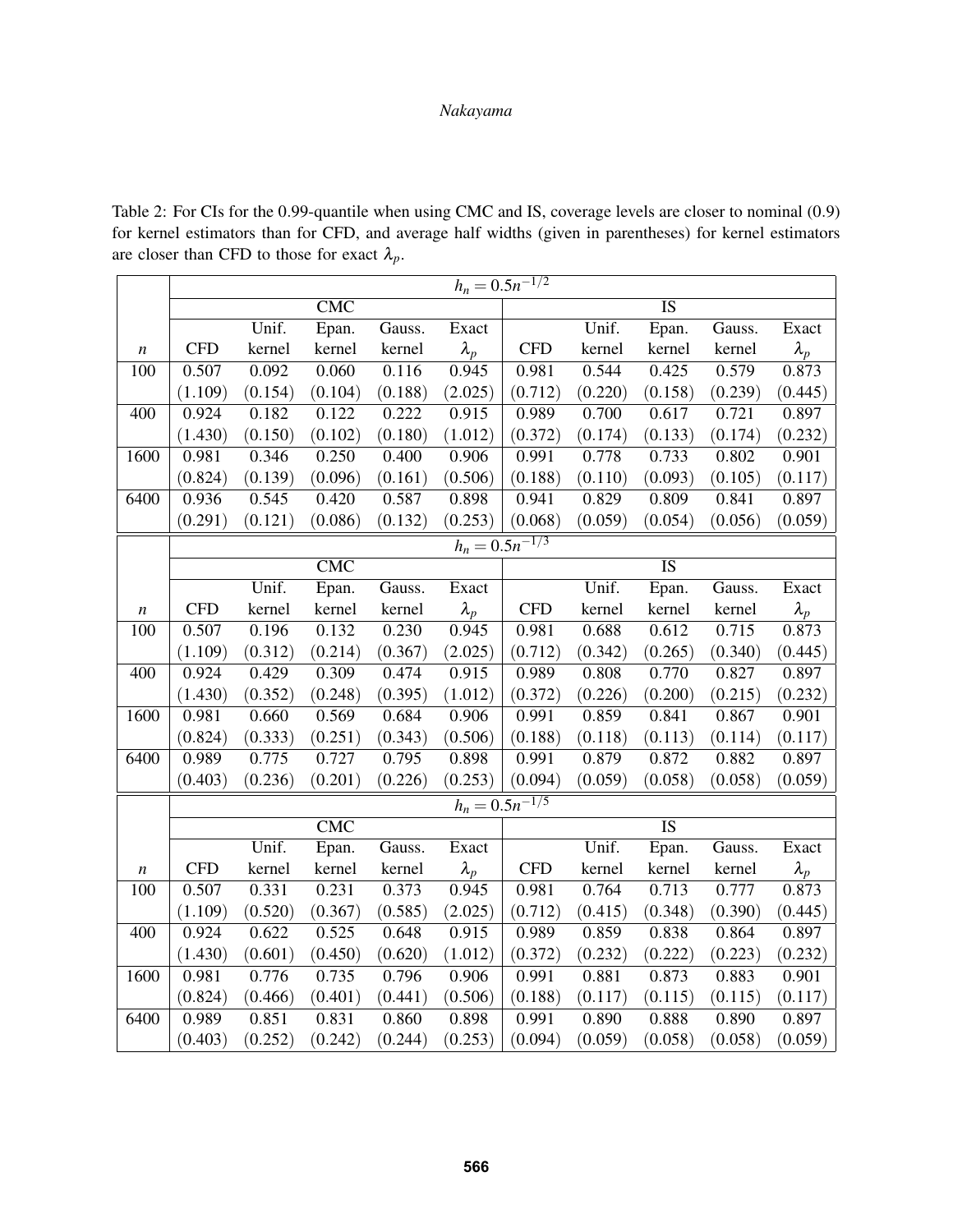Table 2: For CIs for the 0.99-quantile when using CMC and IS, coverage levels are closer to nominal (0.9) for kernel estimators than for CFD, and average half widths (given in parentheses) for kernel estimators are closer than CFD to those for exact $\lambda_p$.

| | $h_n = 0.5n^{-1/2}$ | | | | | | | | | |
|---|---|---|---|---|---|---|---|---|---|---|
| | CMC | | | | | IS | | | | |
| $n$ | CFD | Unif. kernel | Epan. kernel | Gauss. kernel | Exact $\lambda_p$ | CFD | Unif. kernel | Epan. kernel | Gauss. kernel | Exact $\lambda_p$ |
| 100 | 0.507 | 0.092 | 0.060 | 0.116 | 0.945 | 0.981 | 0.544 | 0.425 | 0.579 | 0.873 |
| | (1.109) | (0.154) | (0.104) | (0.188) | (2.025) | (0.712) | (0.220) | (0.158) | (0.239) | (0.445) |
| 400 | 0.924 | 0.182 | 0.122 | 0.222 | 0.915 | 0.989 | 0.700 | 0.617 | 0.721 | 0.897 |
| | (1.430) | (0.150) | (0.102) | (0.180) | (1.012) | (0.372) | (0.174) | (0.133) | (0.174) | (0.232) |
| 1600 | 0.981 | 0.346 | 0.250 | 0.400 | 0.906 | 0.991 | 0.778 | 0.733 | 0.802 | 0.901 |
| | (0.824) | (0.139) | (0.096) | (0.161) | (0.506) | (0.188) | (0.110) | (0.093) | (0.105) | (0.117) |
| 6400 | 0.936 | 0.545 | 0.420 | 0.587 | 0.898 | 0.941 | 0.829 | 0.809 | 0.841 | 0.897 |
| | (0.291) | (0.121) | (0.086) | (0.132) | (0.253) | (0.068) | (0.059) | (0.054) | (0.056) | (0.059) |
| | $h_n = 0.5n^{-1/3}$ | | | | | | | | | |
| | CMC | | | | | IS | | | | |
| $n$ | CFD | Unif. kernel | Epan. kernel | Gauss. kernel | Exact $\lambda_p$ | CFD | Unif. kernel | Epan. kernel | Gauss. kernel | Exact $\lambda_p$ |
| 100 | 0.507 | 0.196 | 0.132 | 0.230 | 0.945 | 0.981 | 0.688 | 0.612 | 0.715 | 0.873 |
| | (1.109) | (0.312) | (0.214) | (0.367) | (2.025) | (0.712) | (0.342) | (0.265) | (0.340) | (0.445) |
| 400 | 0.924 | 0.429 | 0.309 | 0.474 | 0.915 | 0.989 | 0.808 | 0.770 | 0.827 | 0.897 |
| | (1.430) | (0.352) | (0.248) | (0.395) | (1.012) | (0.372) | (0.226) | (0.200) | (0.215) | (0.232) |
| 1600 | 0.981 | 0.660 | 0.569 | 0.684 | 0.906 | 0.991 | 0.859 | 0.841 | 0.867 | 0.901 |
| | (0.824) | (0.333) | (0.251) | (0.343) | (0.506) | (0.188) | (0.118) | (0.113) | (0.114) | (0.117) |
| 6400 | 0.989 | 0.775 | 0.727 | 0.795 | 0.898 | 0.991 | 0.879 | 0.872 | 0.882 | 0.897 |
| | (0.403) | (0.236) | (0.201) | (0.226) | (0.253) | (0.094) | (0.059) | (0.058) | (0.058) | (0.059) |
| | $h_n = 0.5n^{-1/5}$ | | | | | | | | | |
| | CMC | | | | | IS | | | | |
| $n$ | CFD | Unif. kernel | Epan. kernel | Gauss. kernel | Exact $\lambda_p$ | CFD | Unif. kernel | Epan. kernel | Gauss. kernel | Exact $\lambda_p$ |
| 100 | 0.507 | 0.331 | 0.231 | 0.373 | 0.945 | 0.981 | 0.764 | 0.713 | 0.777 | 0.873 |
| | (1.109) | (0.520) | (0.367) | (0.585) | (2.025) | (0.712) | (0.415) | (0.348) | (0.390) | (0.445) |
| 400 | 0.924 | 0.622 | 0.525 | 0.648 | 0.915 | 0.989 | 0.859 | 0.838 | 0.864 | 0.897 |
| | (1.430) | (0.601) | (0.450) | (0.620) | (1.012) | (0.372) | (0.232) | (0.222) | (0.223) | (0.232) |
| 1600 | 0.981 | 0.776 | 0.735 | 0.796 | 0.906 | 0.991 | 0.881 | 0.873 | 0.883 | 0.901 |
| | (0.824) | (0.466) | (0.401) | (0.441) | (0.506) | (0.188) | (0.117) | (0.115) | (0.115) | (0.117) |
| 6400 | 0.989 | 0.851 | 0.831 | 0.860 | 0.898 | 0.991 | 0.890 | 0.888 | 0.890 | 0.897 |
| | (0.403) | (0.252) | (0.242) | (0.244) | (0.253) | (0.094) | (0.059) | (0.058) | (0.058) | (0.059) |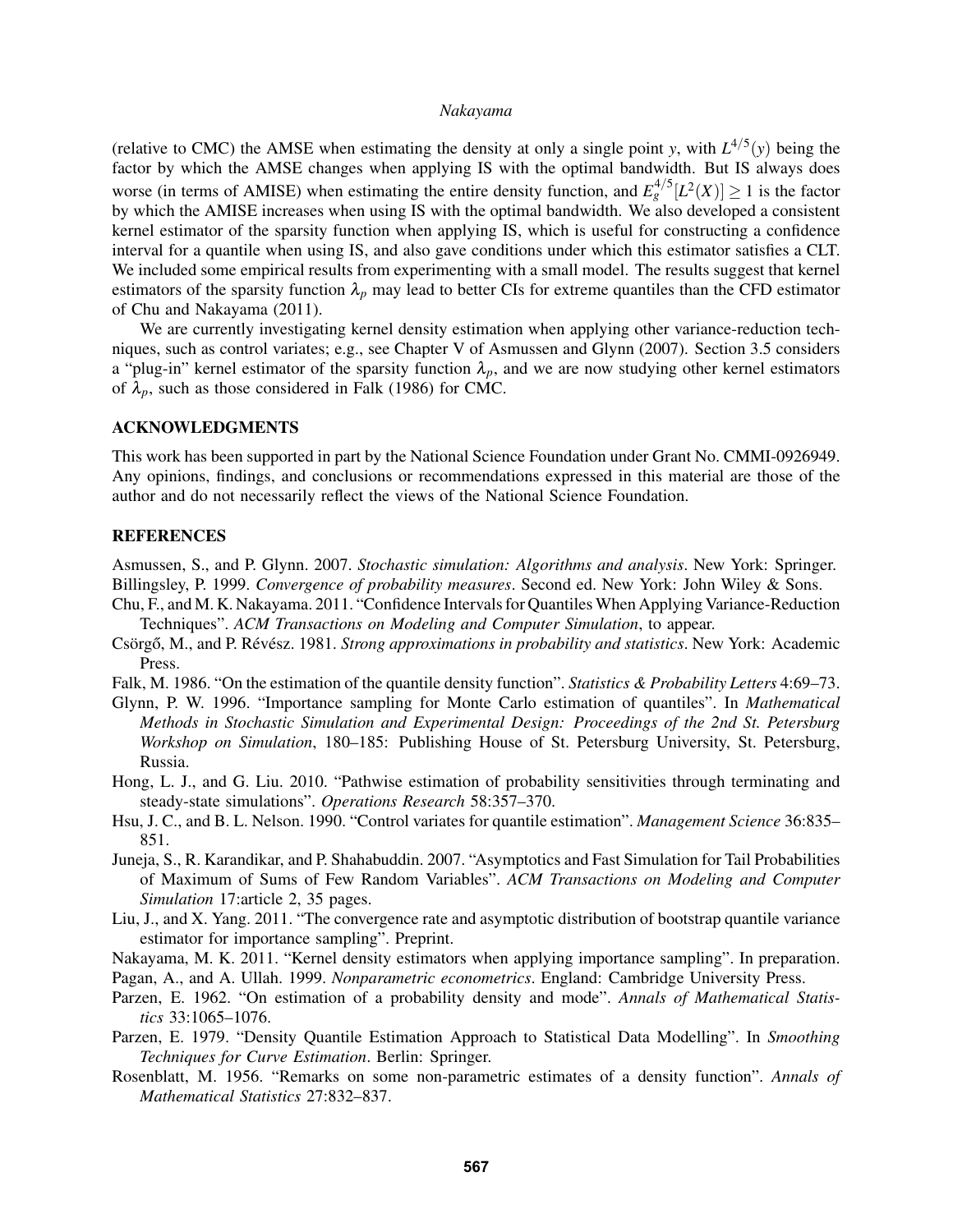(relative to CMC) the AMSE when estimating the density at only a single point $y$, with $L^{4/5}(y)$ being the factor by which the AMSE changes when applying IS with the optimal bandwidth. But IS always does worse (in terms of AMISE) when estimating the entire density function, and $E_g^{4/5}[L^2(X)] \geq 1$ is the factor by which the AMISE increases when using IS with the optimal bandwidth. We also developed a consistent kernel estimator of the sparsity function when applying IS, which is useful for constructing a confidence interval for a quantile when using IS, and also gave conditions under which this estimator satisfies a CLT. We included some empirical results from experimenting with a small model. The results suggest that kernel estimators of the sparsity function $\lambda_p$ may lead to better CIs for extreme quantiles than the CFD estimator of Chu and Nakayama (2011).

We are currently investigating kernel density estimation when applying other variance-reduction techniques, such as control variates; e.g., see Chapter V of Asmussen and Glynn (2007). Section 3.5 considers a "plug-in" kernel estimator of the sparsity function $\lambda_p$, and we are now studying other kernel estimators of $\lambda_p$, such as those considered in Falk (1986) for CMC.

## ACKNOWLEDGMENTS

This work has been supported in part by the National Science Foundation under Grant No. CMMI-0926949. Any opinions, findings, and conclusions or recommendations expressed in this material are those of the author and do not necessarily reflect the views of the National Science Foundation.

## REFERENCES

Asmussen, S., and P. Glynn. 2007. *Stochastic simulation: Algorithms and analysis*. New York: Springer.

Billingsley, P. 1999. *Convergence of probability measures*. Second ed. New York: John Wiley & Sons.

Chu, F., and M. K. Nakayama. 2011. "Confidence Intervals for Quantiles When Applying Variance-Reduction Techniques". *ACM Transactions on Modeling and Computer Simulation*, to appear.

Csörgő, M., and P. Révész. 1981. *Strong approximations in probability and statistics*. New York: Academic Press.

Falk, M. 1986. "On the estimation of the quantile density function". *Statistics & Probability Letters* 4:69–73.

Glynn, P. W. 1996. "Importance sampling for Monte Carlo estimation of quantiles". In *Mathematical Methods in Stochastic Simulation and Experimental Design: Proceedings of the 2nd St. Petersburg Workshop on Simulation*, 180–185: Publishing House of St. Petersburg University, St. Petersburg, Russia.

Hong, L. J., and G. Liu. 2010. "Pathwise estimation of probability sensitivities through terminating and steady-state simulations". *Operations Research* 58:357–370.

Hsu, J. C., and B. L. Nelson. 1990. "Control variates for quantile estimation". *Management Science* 36:835–851.

Juneja, S., R. Karandikar, and P. Shahabuddin. 2007. "Asymptotics and Fast Simulation for Tail Probabilities of Maximum of Sums of Few Random Variables". *ACM Transactions on Modeling and Computer Simulation* 17:article 2, 35 pages.

Liu, J., and X. Yang. 2011. "The convergence rate and asymptotic distribution of bootstrap quantile variance estimator for importance sampling". Preprint.

Nakayama, M. K. 2011. "Kernel density estimators when applying importance sampling". In preparation.

Pagan, A., and A. Ullah. 1999. *Nonparametric econometrics*. England: Cambridge University Press.

Parzen, E. 1962. "On estimation of a probability density and mode". *Annals of Mathematical Statistics* 33:1065–1076.

Parzen, E. 1979. "Density Quantile Estimation Approach to Statistical Data Modelling". In *Smoothing Techniques for Curve Estimation*. Berlin: Springer.

Rosenblatt, M. 1956. "Remarks on some non-parametric estimates of a density function". *Annals of Mathematical Statistics* 27:832–837.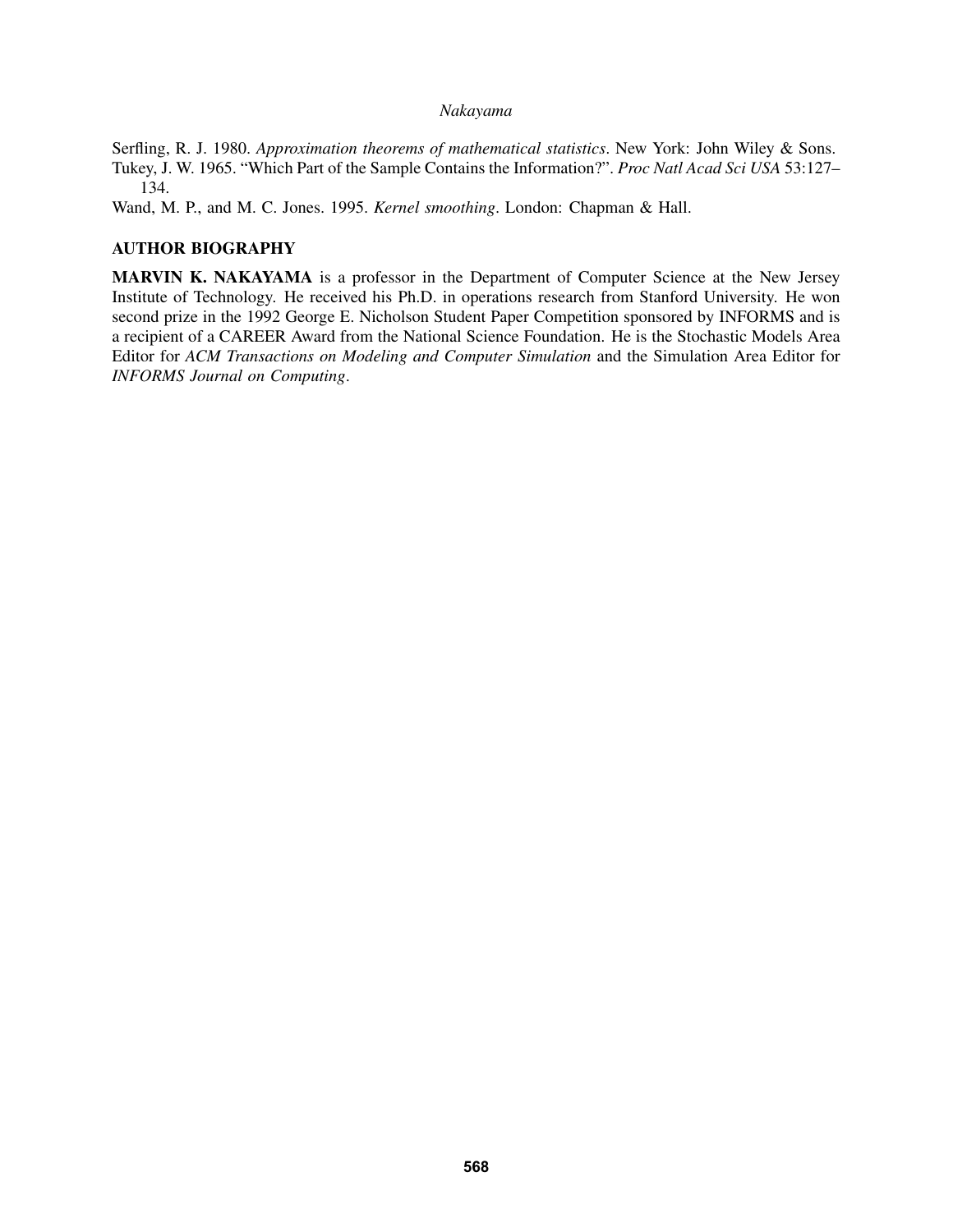Serfling, R. J. 1980. *Approximation theorems of mathematical statistics*. New York: John Wiley & Sons.

Tukey, J. W. 1965. "Which Part of the Sample Contains the Information?". *Proc Natl Acad Sci USA* 53:127–134.

Wand, M. P., and M. C. Jones. 1995. *Kernel smoothing*. London: Chapman & Hall.

## AUTHOR BIOGRAPHY

**MARVIN K. NAKAYAMA** is a professor in the Department of Computer Science at the New Jersey Institute of Technology. He received his Ph.D. in operations research from Stanford University. He won second prize in the 1992 George E. Nicholson Student Paper Competition sponsored by INFORMS and is a recipient of a CAREER Award from the National Science Foundation. He is the Stochastic Models Area Editor for *ACM Transactions on Modeling and Computer Simulation* and the Simulation Area Editor for *INFORMS Journal on Computing*.